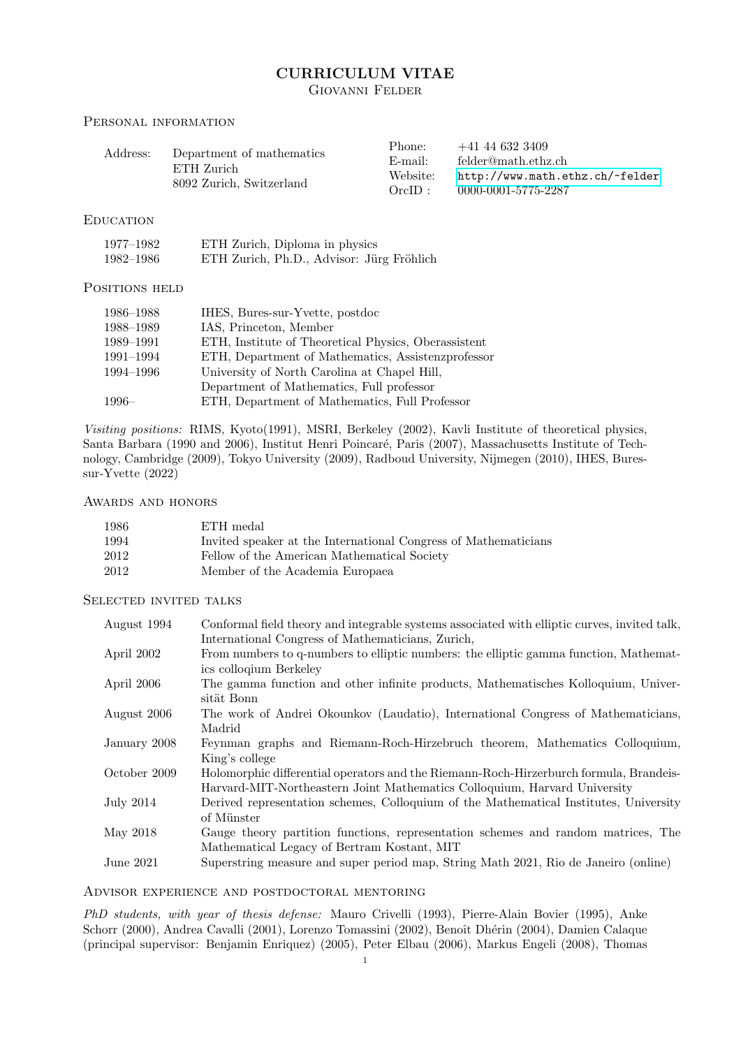# CURRICULUM VITAE

Giovanni Felder

## Personal information

| | | | |
|---|---|---|---|
| Address: | Department of mathematics<br>ETH Zurich<br>8092 Zurich, Switzerland | Phone: | +41 44 632 3409 |
| | | E-mail: | felder@math.ethz.ch |
| | | Website: | http://www.math.ethz.ch/~felder |
| | | OrcID : | 0000-0001-5775-2287 |

## Education

| | |
|---|---|
| 1977–1982 | ETH Zurich, Diploma in physics |
| 1982–1986 | ETH Zurich, Ph.D., Advisor: Jürg Fröhlich |

## Positions held

| | |
|---|---|
| 1986–1988 | IHES, Bures-sur-Yvette, postdoc |
| 1988–1989 | IAS, Princeton, Member |
| 1989–1991 | ETH, Institute of Theoretical Physics, Oberassistent |
| 1991–1994 | ETH, Department of Mathematics, Assistenzprofessor |
| 1994–1996 | University of North Carolina at Chapel Hill, Department of Mathematics, Full professor |
| 1996– | ETH, Department of Mathematics, Full Professor |

*Visiting positions:* RIMS, Kyoto(1991), MSRI, Berkeley (2002), Kavli Institute of theoretical physics, Santa Barbara (1990 and 2006), Institut Henri Poincaré, Paris (2007), Massachusetts Institute of Technology, Cambridge (2009), Tokyo University (2009), Radboud University, Nijmegen (2010), IHES, Bures-sur-Yvette (2022)

## Awards and honors

| | |
|---|---|
| 1986 | ETH medal |
| 1994 | Invited speaker at the International Congress of Mathematicians |
| 2012 | Fellow of the American Mathematical Society |
| 2012 | Member of the Academia Europaea |

## Selected invited talks

| | |
|---|---|
| August 1994 | Conformal field theory and integrable systems associated with elliptic curves, invited talk, International Congress of Mathematicians, Zurich, |
| April 2002 | From numbers to q-numbers to elliptic numbers: the elliptic gamma function, Mathematics colloqium Berkeley |
| April 2006 | The gamma function and other infinite products, Mathematisches Kolloquium, Universität Bonn |
| August 2006 | The work of Andrei Okounkov (Laudatio), International Congress of Mathematicians, Madrid |
| January 2008 | Feynman graphs and Riemann-Roch-Hirzebruch theorem, Mathematics Colloquium, King's college |
| October 2009 | Holomorphic differential operators and the Riemann-Roch-Hirzerburch formula, Brandeis-Harvard-MIT-Northeastern Joint Mathematics Colloquium, Harvard University |
| July 2014 | Derived representation schemes, Colloquium of the Mathematical Institutes, University of Münster |
| May 2018 | Gauge theory partition functions, representation schemes and random matrices, The Mathematical Legacy of Bertram Kostant, MIT |
| June 2021 | Superstring measure and super period map, String Math 2021, Rio de Janeiro (online) |

## Advisor experience and postdoctoral mentoring

*PhD students, with year of thesis defense:* Mauro Crivelli (1993), Pierre-Alain Bovier (1995), Anke Schorr (2000), Andrea Cavalli (2001), Lorenzo Tomassini (2002), Benoît Dhérin (2004), Damien Calaque (principal supervisor: Benjamin Enriquez) (2005), Peter Elbau (2006), Markus Engeli (2008), Thomas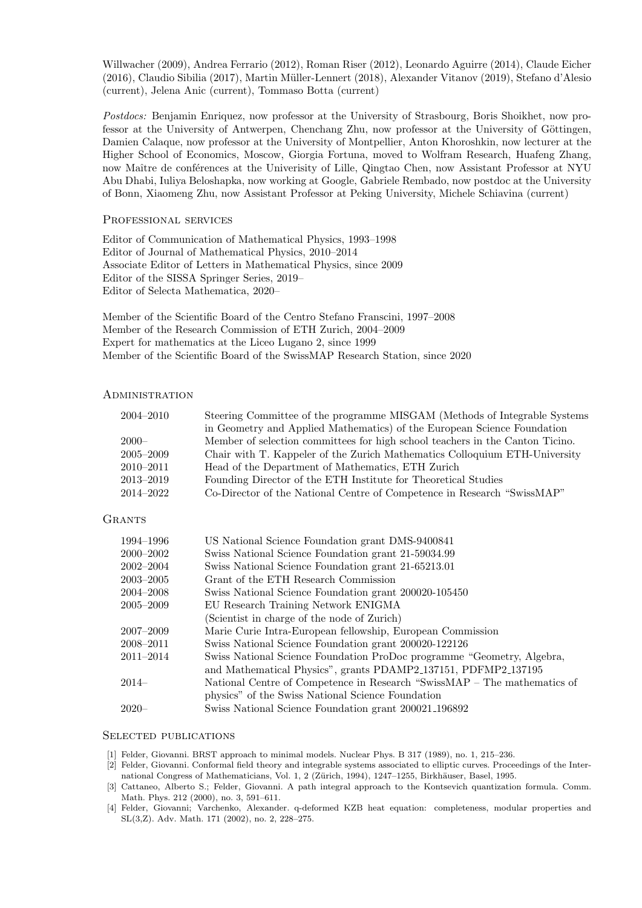Willwacher (2009), Andrea Ferrario (2012), Roman Riser (2012), Leonardo Aguirre (2014), Claude Eicher (2016), Claudio Sibilia (2017), Martin Müller-Lennert (2018), Alexander Vitanov (2019), Stefano d'Alesio (current), Jelena Anic (current), Tommaso Botta (current)

*Postdocs:* Benjamin Enriquez, now professor at the University of Strasbourg, Boris Shoikhet, now professor at the University of Antwerpen, Chenchang Zhu, now professor at the University of Göttingen, Damien Calaque, now professor at the University of Montpellier, Anton Khoroshkin, now lecturer at the Higher School of Economics, Moscow, Giorgia Fortuna, moved to Wolfram Research, Huafeng Zhang, now Maître de conférences at the Univerisity of Lille, Qingtao Chen, now Assistant Professor at NYU Abu Dhabi, Iuliya Beloshapka, now working at Google, Gabriele Rembado, now postdoc at the University of Bonn, Xiaomeng Zhu, now Assistant Professor at Peking University, Michele Schiavina (current)

## Professional services

Editor of Communication of Mathematical Physics, 1993–1998
Editor of Journal of Mathematical Physics, 2010–2014
Associate Editor of Letters in Mathematical Physics, since 2009
Editor of the SISSA Springer Series, 2019–
Editor of Selecta Mathematica, 2020–

Member of the Scientific Board of the Centro Stefano Franscini, 1997–2008
Member of the Research Commission of ETH Zurich, 2004–2009
Expert for mathematics at the Liceo Lugano 2, since 1999
Member of the Scientific Board of the SwissMAP Research Station, since 2020

## Administration

| | |
|---|---|
| 2004–2010 | Steering Committee of the programme MISGAM (Methods of Integrable Systems in Geometry and Applied Mathematics) of the European Science Foundation |
| 2000– | Member of selection committees for high school teachers in the Canton Ticino. |
| 2005–2009 | Chair with T. Kappeler of the Zurich Mathematics Colloquium ETH-University |
| 2010–2011 | Head of the Department of Mathematics, ETH Zurich |
| 2013–2019 | Founding Director of the ETH Institute for Theoretical Studies |
| 2014–2022 | Co-Director of the National Centre of Competence in Research "SwissMAP" |

## Grants

| | |
|---|---|
| 1994–1996 | US National Science Foundation grant DMS-9400841 |
| 2000–2002 | Swiss National Science Foundation grant 21-59034.99 |
| 2002–2004 | Swiss National Science Foundation grant 21-65213.01 |
| 2003–2005 | Grant of the ETH Research Commission |
| 2004–2008 | Swiss National Science Foundation grant 200020-105450 |
| 2005–2009 | EU Research Training Network ENIGMA (Scientist in charge of the node of Zurich) |
| 2007–2009 | Marie Curie Intra-European fellowship, European Commission |
| 2008–2011 | Swiss National Science Foundation grant 200020-122126 |
| 2011–2014 | Swiss National Science Foundation ProDoc programme "Geometry, Algebra, and Mathematical Physics", grants PDAMP2_137151, PDFMP2_137195 |
| 2014– | National Centre of Competence in Research "SwissMAP – The mathematics of physics" of the Swiss National Science Foundation |
| 2020– | Swiss National Science Foundation grant 200021_196892 |

## Selected publications

[1] Felder, Giovanni. BRST approach to minimal models. Nuclear Phys. B 317 (1989), no. 1, 215–236.

[2] Felder, Giovanni. Conformal field theory and integrable systems associated to elliptic curves. Proceedings of the International Congress of Mathematicians, Vol. 1, 2 (Zürich, 1994), 1247–1255, Birkhäuser, Basel, 1995.

[3] Cattaneo, Alberto S.; Felder, Giovanni. A path integral approach to the Kontsevich quantization formula. Comm. Math. Phys. 212 (2000), no. 3, 591–611.

[4] Felder, Giovanni; Varchenko, Alexander. q-deformed KZB heat equation: completeness, modular properties and SL(3,Z). Adv. Math. 171 (2002), no. 2, 228–275.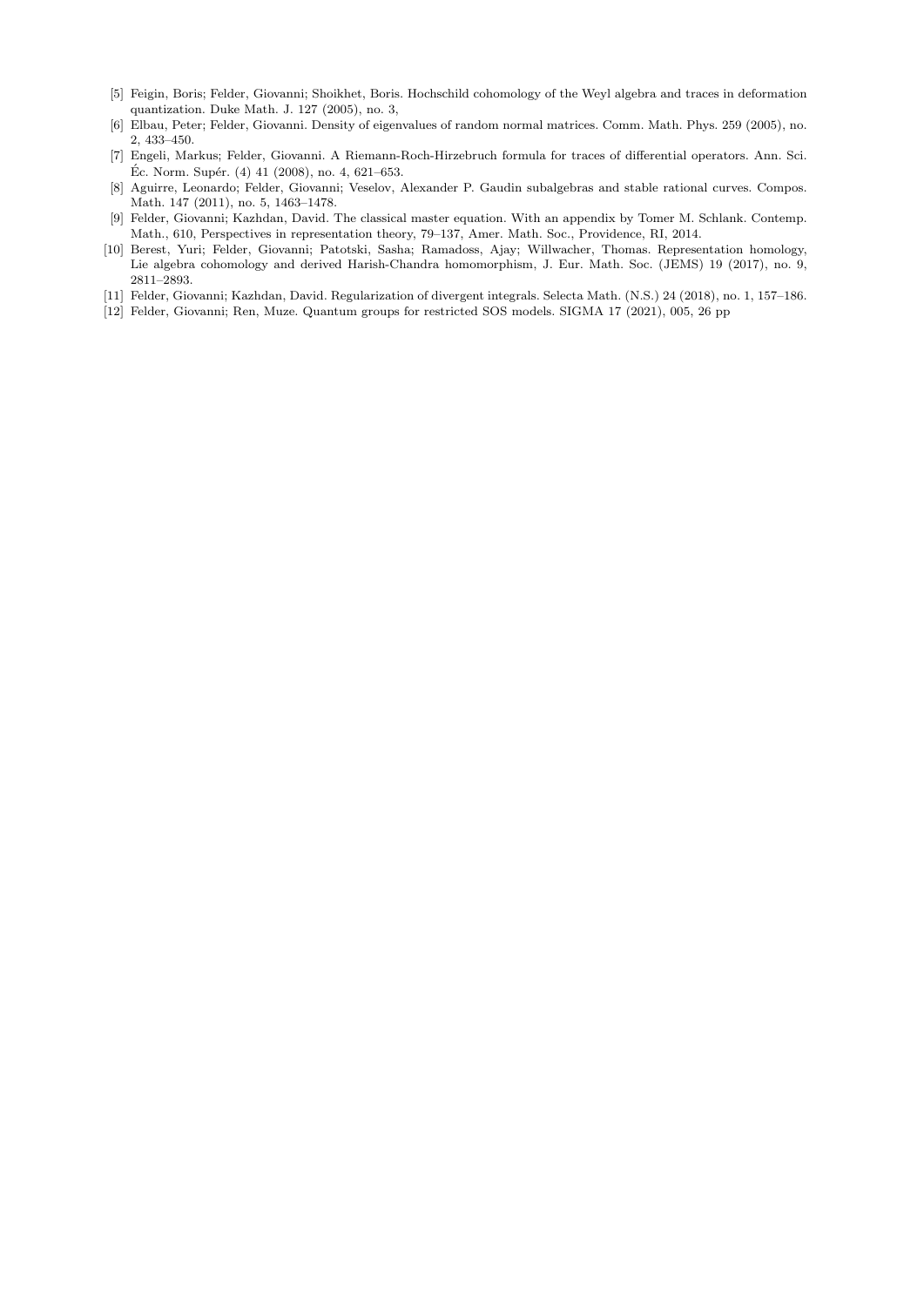[5] Feigin, Boris; Felder, Giovanni; Shoikhet, Boris. Hochschild cohomology of the Weyl algebra and traces in deformation quantization. Duke Math. J. 127 (2005), no. 3,

[6] Elbau, Peter; Felder, Giovanni. Density of eigenvalues of random normal matrices. Comm. Math. Phys. 259 (2005), no. 2, 433–450.

[7] Engeli, Markus; Felder, Giovanni. A Riemann-Roch-Hirzebruch formula for traces of differential operators. Ann. Sci. Éc. Norm. Supér. (4) 41 (2008), no. 4, 621–653.

[8] Aguirre, Leonardo; Felder, Giovanni; Veselov, Alexander P. Gaudin subalgebras and stable rational curves. Compos. Math. 147 (2011), no. 5, 1463–1478.

[9] Felder, Giovanni; Kazhdan, David. The classical master equation. With an appendix by Tomer M. Schlank. Contemp. Math., 610, Perspectives in representation theory, 79–137, Amer. Math. Soc., Providence, RI, 2014.

[10] Berest, Yuri; Felder, Giovanni; Patotski, Sasha; Ramadoss, Ajay; Willwacher, Thomas. Representation homology, Lie algebra cohomology and derived Harish-Chandra homomorphism, J. Eur. Math. Soc. (JEMS) 19 (2017), no. 9, 2811–2893.

[11] Felder, Giovanni; Kazhdan, David. Regularization of divergent integrals. Selecta Math. (N.S.) 24 (2018), no. 1, 157–186.

[12] Felder, Giovanni; Ren, Muze. Quantum groups for restricted SOS models. SIGMA 17 (2021), 005, 26 pp